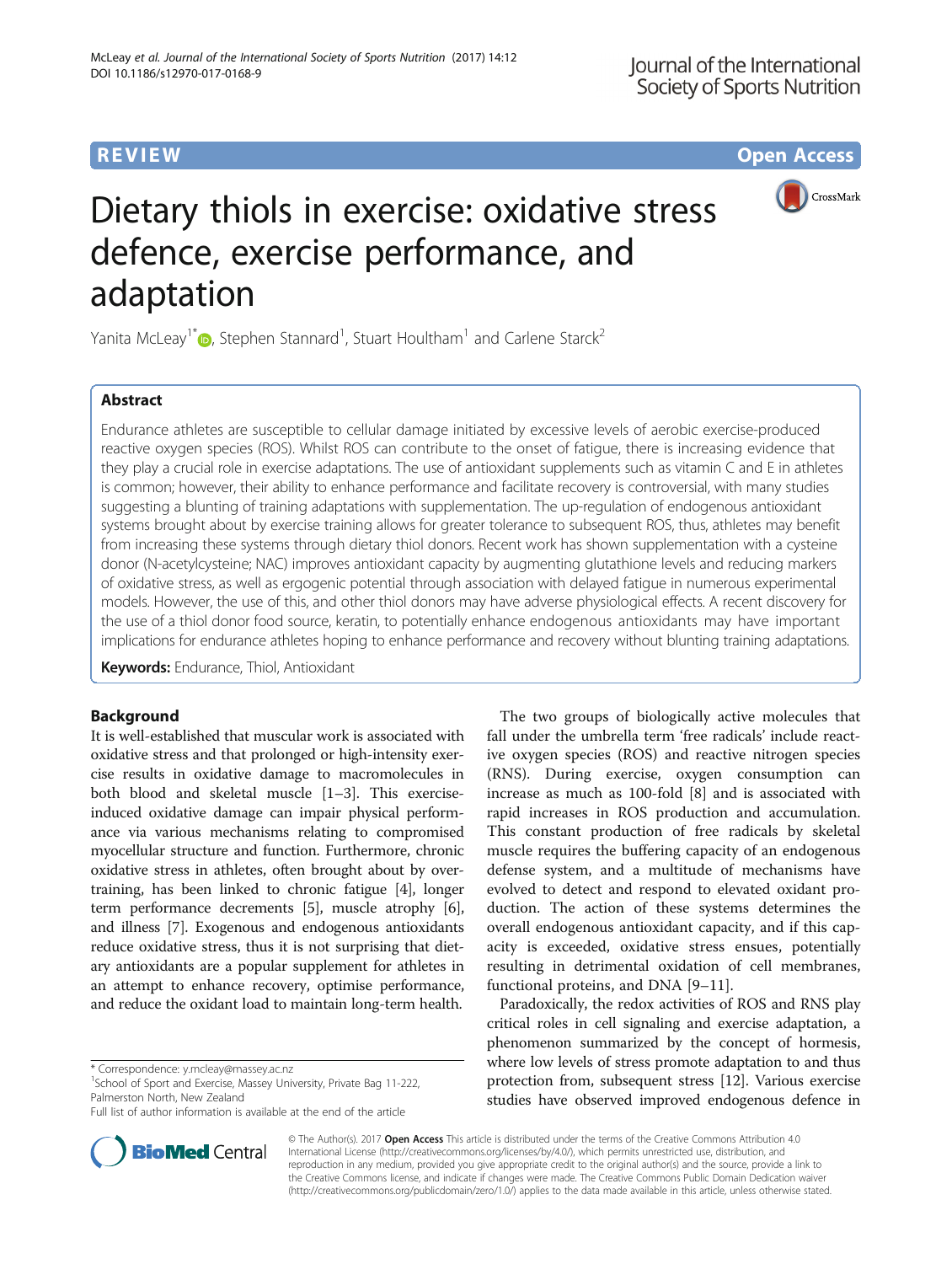REVIEW Open Access

# Dietary thiols in exercise: oxidative stress defence, exercise performance, and adaptation

Yanita McLeay[1*], Stephen Stannard[1], Stuart Houltham[1] and Carlene Starck[2]

## Abstract

Endurance athletes are susceptible to cellular damage initiated by excessive levels of aerobic exercise-produced reactive oxygen species (ROS). Whilst ROS can contribute to the onset of fatigue, there is increasing evidence that they play a crucial role in exercise adaptations. The use of antioxidant supplements such as vitamin C and E in athletes is common; however, their ability to enhance performance and facilitate recovery is controversial, with many studies suggesting a blunting of training adaptations with supplementation. The up-regulation of endogenous antioxidant systems brought about by exercise training allows for greater tolerance to subsequent ROS, thus, athletes may benefit from increasing these systems through dietary thiol donors. Recent work has shown supplementation with a cysteine donor (N-acetylcysteine; NAC) improves antioxidant capacity by augmenting glutathione levels and reducing markers of oxidative stress, as well as ergogenic potential through association with delayed fatigue in numerous experimental models. However, the use of this, and other thiol donors may have adverse physiological effects. A recent discovery for the use of a thiol donor food source, keratin, to potentially enhance endogenous antioxidants may have important implications for endurance athletes hoping to enhance performance and recovery without blunting training adaptations.

**Keywords:** Endurance, Thiol, Antioxidant

## Background

It is well-established that muscular work is associated with oxidative stress and that prolonged or high-intensity exercise results in oxidative damage to macromolecules in both blood and skeletal muscle [1–3]. This exercise-induced oxidative damage can impair physical performance via various mechanisms relating to compromised myocellular structure and function. Furthermore, chronic oxidative stress in athletes, often brought about by overtraining, has been linked to chronic fatigue [4], longer term performance decrements [5], muscle atrophy [6], and illness [7]. Exogenous and endogenous antioxidants reduce oxidative stress, thus it is not surprising that dietary antioxidants are a popular supplement for athletes in an attempt to enhance recovery, optimise performance, and reduce the oxidant load to maintain long-term health.

The two groups of biologically active molecules that fall under the umbrella term 'free radicals' include reactive oxygen species (ROS) and reactive nitrogen species (RNS). During exercise, oxygen consumption can increase as much as 100-fold [8] and is associated with rapid increases in ROS production and accumulation. This constant production of free radicals by skeletal muscle requires the buffering capacity of an endogenous defense system, and a multitude of mechanisms have evolved to detect and respond to elevated oxidant production. The action of these systems determines the overall endogenous antioxidant capacity, and if this capacity is exceeded, oxidative stress ensues, potentially resulting in detrimental oxidation of cell membranes, functional proteins, and DNA [9–11].

Paradoxically, the redox activities of ROS and RNS play critical roles in cell signaling and exercise adaptation, a phenomenon summarized by the concept of hormesis, where low levels of stress promote adaptation to and thus protection from, subsequent stress [12]. Various exercise studies have observed improved endogenous defence in

\* Correspondence: y.mcleay@massey.ac.nz
[1]School of Sport and Exercise, Massey University, Private Bag 11-222, Palmerston North, New Zealand
Full list of author information is available at the end of the article

© The Author(s). 2017 **Open Access** This article is distributed under the terms of the Creative Commons Attribution 4.0 International License (http://creativecommons.org/licenses/by/4.0/), which permits unrestricted use, distribution, and reproduction in any medium, provided you give appropriate credit to the original author(s) and the source, provide a link to the Creative Commons license, and indicate if changes were made. The Creative Commons Public Domain Dedication waiver (http://creativecommons.org/publicdomain/zero/1.0/) applies to the data made available in this article, unless otherwise stated.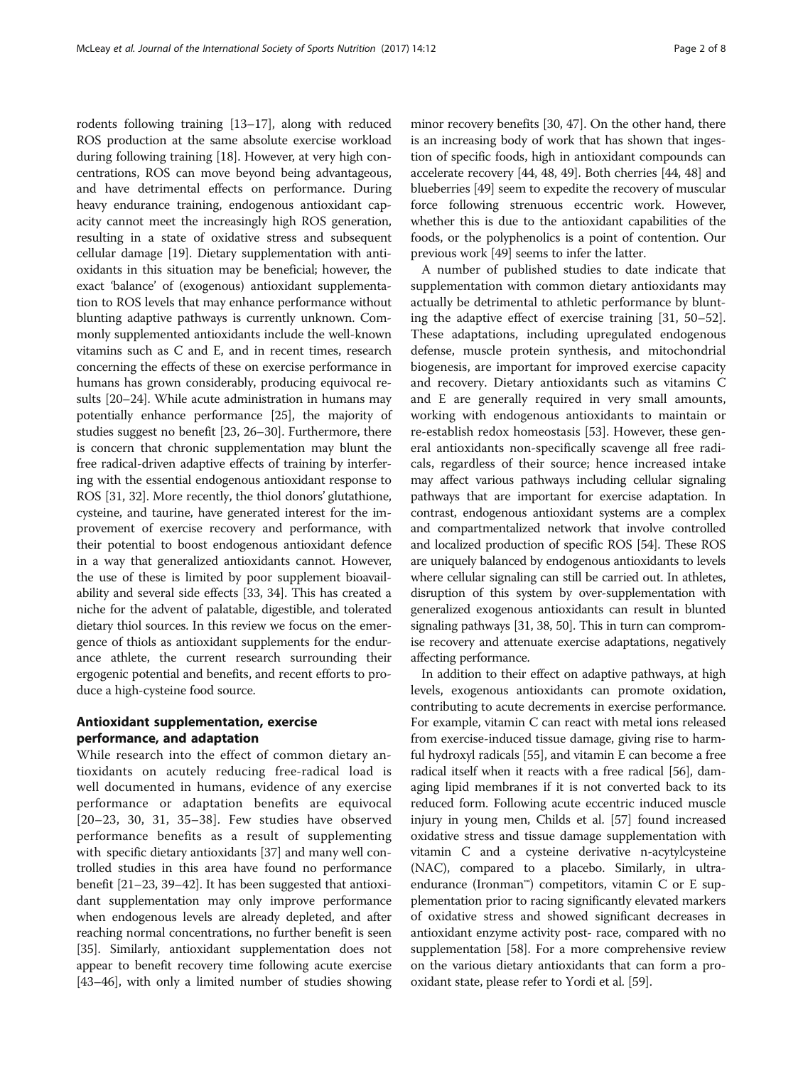rodents following training [13–17], along with reduced ROS production at the same absolute exercise workload during following training [18]. However, at very high concentrations, ROS can move beyond being advantageous, and have detrimental effects on performance. During heavy endurance training, endogenous antioxidant capacity cannot meet the increasingly high ROS generation, resulting in a state of oxidative stress and subsequent cellular damage [19]. Dietary supplementation with antioxidants in this situation may be beneficial; however, the exact 'balance' of (exogenous) antioxidant supplementation to ROS levels that may enhance performance without blunting adaptive pathways is currently unknown. Commonly supplemented antioxidants include the well-known vitamins such as C and E, and in recent times, research concerning the effects of these on exercise performance in humans has grown considerably, producing equivocal results [20–24]. While acute administration in humans may potentially enhance performance [25], the majority of studies suggest no benefit [23, 26–30]. Furthermore, there is concern that chronic supplementation may blunt the free radical-driven adaptive effects of training by interfering with the essential endogenous antioxidant response to ROS [31, 32]. More recently, the thiol donors' glutathione, cysteine, and taurine, have generated interest for the improvement of exercise recovery and performance, with their potential to boost endogenous antioxidant defence in a way that generalized antioxidants cannot. However, the use of these is limited by poor supplement bioavailability and several side effects [33, 34]. This has created a niche for the advent of palatable, digestible, and tolerated dietary thiol sources. In this review we focus on the emergence of thiols as antioxidant supplements for the endurance athlete, the current research surrounding their ergogenic potential and benefits, and recent efforts to produce a high-cysteine food source.

## Antioxidant supplementation, exercise performance, and adaptation

While research into the effect of common dietary antioxidants on acutely reducing free-radical load is well documented in humans, evidence of any exercise performance or adaptation benefits are equivocal [20–23, 30, 31, 35–38]. Few studies have observed performance benefits as a result of supplementing with specific dietary antioxidants [37] and many well controlled studies in this area have found no performance benefit [21–23, 39–42]. It has been suggested that antioxidant supplementation may only improve performance when endogenous levels are already depleted, and after reaching normal concentrations, no further benefit is seen [35]. Similarly, antioxidant supplementation does not appear to benefit recovery time following acute exercise [43–46], with only a limited number of studies showing minor recovery benefits [30, 47]. On the other hand, there is an increasing body of work that has shown that ingestion of specific foods, high in antioxidant compounds can accelerate recovery [44, 48, 49]. Both cherries [44, 48] and blueberries [49] seem to expedite the recovery of muscular force following strenuous eccentric work. However, whether this is due to the antioxidant capabilities of the foods, or the polyphenolics is a point of contention. Our previous work [49] seems to infer the latter.

A number of published studies to date indicate that supplementation with common dietary antioxidants may actually be detrimental to athletic performance by blunting the adaptive effect of exercise training [31, 50–52]. These adaptations, including upregulated endogenous defense, muscle protein synthesis, and mitochondrial biogenesis, are important for improved exercise capacity and recovery. Dietary antioxidants such as vitamins C and E are generally required in very small amounts, working with endogenous antioxidants to maintain or re-establish redox homeostasis [53]. However, these general antioxidants non-specifically scavenge all free radicals, regardless of their source; hence increased intake may affect various pathways including cellular signaling pathways that are important for exercise adaptation. In contrast, endogenous antioxidant systems are a complex and compartmentalized network that involve controlled and localized production of specific ROS [54]. These ROS are uniquely balanced by endogenous antioxidants to levels where cellular signaling can still be carried out. In athletes, disruption of this system by over-supplementation with generalized exogenous antioxidants can result in blunted signaling pathways [31, 38, 50]. This in turn can compromise recovery and attenuate exercise adaptations, negatively affecting performance.

In addition to their effect on adaptive pathways, at high levels, exogenous antioxidants can promote oxidation, contributing to acute decrements in exercise performance. For example, vitamin C can react with metal ions released from exercise-induced tissue damage, giving rise to harmful hydroxyl radicals [55], and vitamin E can become a free radical itself when it reacts with a free radical [56], damaging lipid membranes if it is not converted back to its reduced form. Following acute eccentric induced muscle injury in young men, Childs et al. [57] found increased oxidative stress and tissue damage supplementation with vitamin C and a cysteine derivative n-acytylcysteine (NAC), compared to a placebo. Similarly, in ultra-endurance (Ironman™) competitors, vitamin C or E supplementation prior to racing significantly elevated markers of oxidative stress and showed significant decreases in antioxidant enzyme activity post- race, compared with no supplementation [58]. For a more comprehensive review on the various dietary antioxidants that can form a pro-oxidant state, please refer to Yordi et al. [59].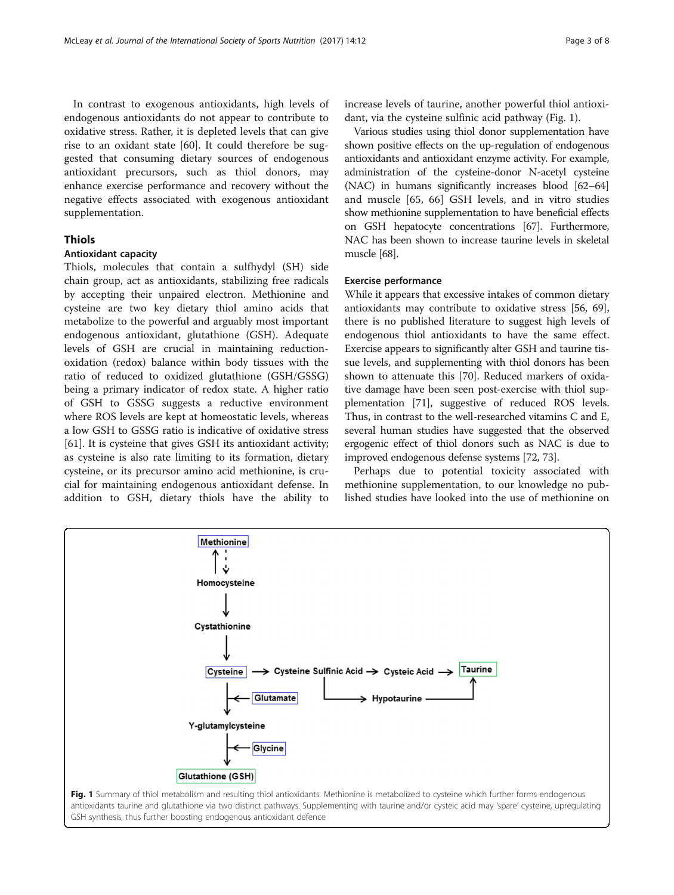In contrast to exogenous antioxidants, high levels of endogenous antioxidants do not appear to contribute to oxidative stress. Rather, it is depleted levels that can give rise to an oxidant state [60]. It could therefore be suggested that consuming dietary sources of endogenous antioxidant precursors, such as thiol donors, may enhance exercise performance and recovery without the negative effects associated with exogenous antioxidant supplementation.

## Thiols

### Antioxidant capacity

Thiols, molecules that contain a sulfhydyl (SH) side chain group, act as antioxidants, stabilizing free radicals by accepting their unpaired electron. Methionine and cysteine are two key dietary thiol amino acids that metabolize to the powerful and arguably most important endogenous antioxidant, glutathione (GSH). Adequate levels of GSH are crucial in maintaining reduction-oxidation (redox) balance within body tissues with the ratio of reduced to oxidized glutathione (GSH/GSSG) being a primary indicator of redox state. A higher ratio of GSH to GSSG suggests a reductive environment where ROS levels are kept at homeostatic levels, whereas a low GSH to GSSG ratio is indicative of oxidative stress [61]. It is cysteine that gives GSH its antioxidant activity; as cysteine is also rate limiting to its formation, dietary cysteine, or its precursor amino acid methionine, is crucial for maintaining endogenous antioxidant defense. In addition to GSH, dietary thiols have the ability to increase levels of taurine, another powerful thiol antioxidant, via the cysteine sulfinic acid pathway (Fig. 1).

Various studies using thiol donor supplementation have shown positive effects on the up-regulation of endogenous antioxidants and antioxidant enzyme activity. For example, administration of the cysteine-donor N-acetyl cysteine (NAC) in humans significantly increases blood [62–64] and muscle [65, 66] GSH levels, and in vitro studies show methionine supplementation to have beneficial effects on GSH hepatocyte concentrations [67]. Furthermore, NAC has been shown to increase taurine levels in skeletal muscle [68].

### Exercise performance

While it appears that excessive intakes of common dietary antioxidants may contribute to oxidative stress [56, 69], there is no published literature to suggest high levels of endogenous thiol antioxidants to have the same effect. Exercise appears to significantly alter GSH and taurine tissue levels, and supplementing with thiol donors has been shown to attenuate this [70]. Reduced markers of oxidative damage have been seen post-exercise with thiol supplementation [71], suggestive of reduced ROS levels. Thus, in contrast to the well-researched vitamins C and E, several human studies have suggested that the observed ergogenic effect of thiol donors such as NAC is due to improved endogenous defense systems [72, 73].

Perhaps due to potential toxicity associated with methionine supplementation, to our knowledge no published studies have looked into the use of methionine on

**Fig. 1** Summary of thiol metabolism and resulting thiol antioxidants. Methionine is metabolized to cysteine which further forms endogenous antioxidants taurine and glutathione via two distinct pathways. Supplementing with taurine and/or cysteic acid may 'spare' cysteine, upregulating GSH synthesis, thus further boosting endogenous antioxidant defence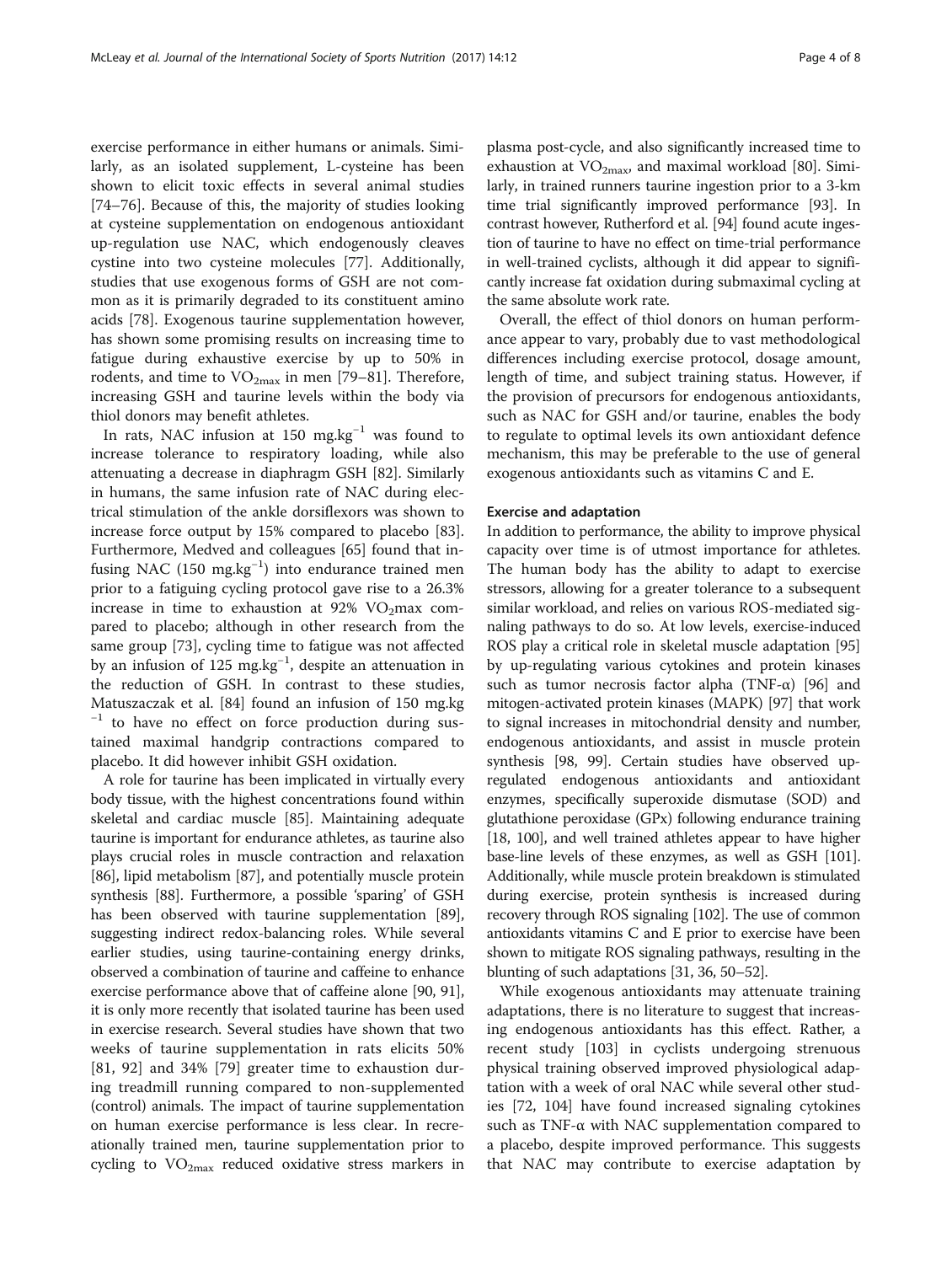exercise performance in either humans or animals. Similarly, as an isolated supplement, L-cysteine has been shown to elicit toxic effects in several animal studies [74–76]. Because of this, the majority of studies looking at cysteine supplementation on endogenous antioxidant up-regulation use NAC, which endogenously cleaves cystine into two cysteine molecules [77]. Additionally, studies that use exogenous forms of GSH are not common as it is primarily degraded to its constituent amino acids [78]. Exogenous taurine supplementation however, has shown some promising results on increasing time to fatigue during exhaustive exercise by up to 50% in rodents, and time to $VO_{2max}$ in men [79–81]. Therefore, increasing GSH and taurine levels within the body via thiol donors may benefit athletes.

In rats, NAC infusion at 150 $mg.kg^{-1}$ was found to increase tolerance to respiratory loading, while also attenuating a decrease in diaphragm GSH [82]. Similarly in humans, the same infusion rate of NAC during electrical stimulation of the ankle dorsiflexors was shown to increase force output by 15% compared to placebo [83]. Furthermore, Medved and colleagues [65] found that infusing NAC (150 $mg.kg^{-1}$) into endurance trained men prior to a fatiguing cycling protocol gave rise to a 26.3% increase in time to exhaustion at 92% $VO_2$max compared to placebo; although in other research from the same group [73], cycling time to fatigue was not affected by an infusion of 125 $mg.kg^{-1}$, despite an attenuation in the reduction of GSH. In contrast to these studies, Matuszczak et al. [84] found an infusion of 150 $mg.kg^{-1}$ to have no effect on force production during sustained maximal handgrip contractions compared to placebo. It did however inhibit GSH oxidation.

A role for taurine has been implicated in virtually every body tissue, with the highest concentrations found within skeletal and cardiac muscle [85]. Maintaining adequate taurine is important for endurance athletes, as taurine also plays crucial roles in muscle contraction and relaxation [86], lipid metabolism [87], and potentially muscle protein synthesis [88]. Furthermore, a possible 'sparing' of GSH has been observed with taurine supplementation [89], suggesting indirect redox-balancing roles. While several earlier studies, using taurine-containing energy drinks, observed a combination of taurine and caffeine to enhance exercise performance above that of caffeine alone [90, 91], it is only more recently that isolated taurine has been used in exercise research. Several studies have shown that two weeks of taurine supplementation in rats elicits 50% [81, 92] and 34% [79] greater time to exhaustion during treadmill running compared to non-supplemented (control) animals. The impact of taurine supplementation on human exercise performance is less clear. In recreationally trained men, taurine supplementation prior to cycling to $VO_{2max}$ reduced oxidative stress markers in plasma post-cycle, and also significantly increased time to exhaustion at $VO_{2max}$, and maximal workload [80]. Similarly, in trained runners taurine ingestion prior to a 3-km time trial significantly improved performance [93]. In contrast however, Rutherford et al. [94] found acute ingestion of taurine to have no effect on time-trial performance in well-trained cyclists, although it did appear to significantly increase fat oxidation during submaximal cycling at the same absolute work rate.

Overall, the effect of thiol donors on human performance appear to vary, probably due to vast methodological differences including exercise protocol, dosage amount, length of time, and subject training status. However, if the provision of precursors for endogenous antioxidants, such as NAC for GSH and/or taurine, enables the body to regulate to optimal levels its own antioxidant defence mechanism, this may be preferable to the use of general exogenous antioxidants such as vitamins C and E.

## Exercise and adaptation

In addition to performance, the ability to improve physical capacity over time is of utmost importance for athletes. The human body has the ability to adapt to exercise stressors, allowing for a greater tolerance to a subsequent similar workload, and relies on various ROS-mediated signaling pathways to do so. At low levels, exercise-induced ROS play a critical role in skeletal muscle adaptation [95] by up-regulating various cytokines and protein kinases such as tumor necrosis factor alpha (TNF-α) [96] and mitogen-activated protein kinases (MAPK) [97] that work to signal increases in mitochondrial density and number, endogenous antioxidants, and assist in muscle protein synthesis [98, 99]. Certain studies have observed up-regulated endogenous antioxidants and antioxidant enzymes, specifically superoxide dismutase (SOD) and glutathione peroxidase (GPx) following endurance training [18, 100], and well trained athletes appear to have higher base-line levels of these enzymes, as well as GSH [101]. Additionally, while muscle protein breakdown is stimulated during exercise, protein synthesis is increased during recovery through ROS signaling [102]. The use of common antioxidants vitamins C and E prior to exercise have been shown to mitigate ROS signaling pathways, resulting in the blunting of such adaptations [31, 36, 50–52].

While exogenous antioxidants may attenuate training adaptations, there is no literature to suggest that increasing endogenous antioxidants has this effect. Rather, a recent study [103] in cyclists undergoing strenuous physical training observed improved physiological adaptation with a week of oral NAC while several other studies [72, 104] have found increased signaling cytokines such as TNF-α with NAC supplementation compared to a placebo, despite improved performance. This suggests that NAC may contribute to exercise adaptation by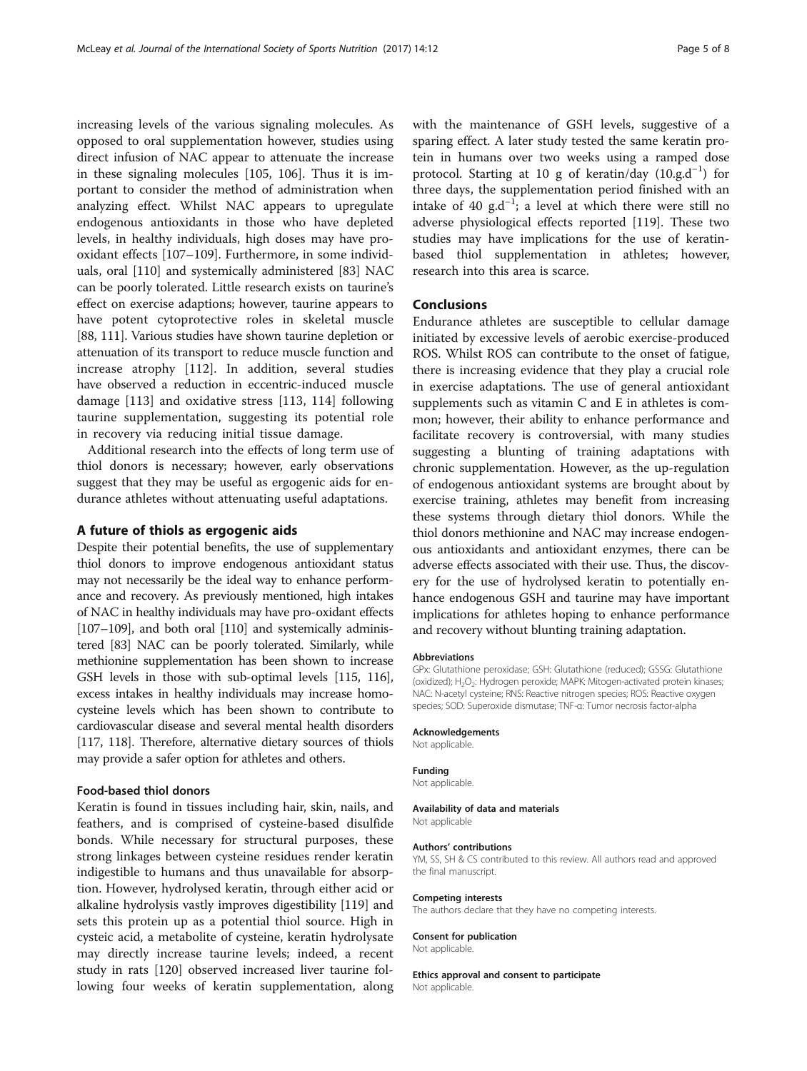increasing levels of the various signaling molecules. As opposed to oral supplementation however, studies using direct infusion of NAC appear to attenuate the increase in these signaling molecules [105, 106]. Thus it is important to consider the method of administration when analyzing effect. Whilst NAC appears to upregulate endogenous antioxidants in those who have depleted levels, in healthy individuals, high doses may have pro-oxidant effects [107–109]. Furthermore, in some individuals, oral [110] and systemically administered [83] NAC can be poorly tolerated. Little research exists on taurine's effect on exercise adaptions; however, taurine appears to have potent cytoprotective roles in skeletal muscle [88, 111]. Various studies have shown taurine depletion or attenuation of its transport to reduce muscle function and increase atrophy [112]. In addition, several studies have observed a reduction in eccentric-induced muscle damage [113] and oxidative stress [113, 114] following taurine supplementation, suggesting its potential role in recovery via reducing initial tissue damage.

Additional research into the effects of long term use of thiol donors is necessary; however, early observations suggest that they may be useful as ergogenic aids for endurance athletes without attenuating useful adaptations.

## A future of thiols as ergogenic aids

Despite their potential benefits, the use of supplementary thiol donors to improve endogenous antioxidant status may not necessarily be the ideal way to enhance performance and recovery. As previously mentioned, high intakes of NAC in healthy individuals may have pro-oxidant effects [107–109], and both oral [110] and systemically administered [83] NAC can be poorly tolerated. Similarly, while methionine supplementation has been shown to increase GSH levels in those with sub-optimal levels [115, 116], excess intakes in healthy individuals may increase homocysteine levels which has been shown to contribute to cardiovascular disease and several mental health disorders [117, 118]. Therefore, alternative dietary sources of thiols may provide a safer option for athletes and others.

### Food-based thiol donors

Keratin is found in tissues including hair, skin, nails, and feathers, and is comprised of cysteine-based disulfide bonds. While necessary for structural purposes, these strong linkages between cysteine residues render keratin indigestible to humans and thus unavailable for absorption. However, hydrolysed keratin, through either acid or alkaline hydrolysis vastly improves digestibility [119] and sets this protein up as a potential thiol source. High in cysteic acid, a metabolite of cysteine, keratin hydrolysate may directly increase taurine levels; indeed, a recent study in rats [120] observed increased liver taurine following four weeks of keratin supplementation, along with the maintenance of GSH levels, suggestive of a sparing effect. A later study tested the same keratin protein in humans over two weeks using a ramped dose protocol. Starting at 10 g of keratin/day ($10.g.d^{-1}$) for three days, the supplementation period finished with an intake of 40 $g.d^{-1}$; a level at which there were still no adverse physiological effects reported [119]. These two studies may have implications for the use of keratin-based thiol supplementation in athletes; however, research into this area is scarce.

## Conclusions

Endurance athletes are susceptible to cellular damage initiated by excessive levels of aerobic exercise-produced ROS. Whilst ROS can contribute to the onset of fatigue, there is increasing evidence that they play a crucial role in exercise adaptations. The use of general antioxidant supplements such as vitamin C and E in athletes is common; however, their ability to enhance performance and facilitate recovery is controversial, with many studies suggesting a blunting of training adaptations with chronic supplementation. However, as the up-regulation of endogenous antioxidant systems are brought about by exercise training, athletes may benefit from increasing these systems through dietary thiol donors. While the thiol donors methionine and NAC may increase endogenous antioxidants and antioxidant enzymes, there can be adverse effects associated with their use. Thus, the discovery for the use of hydrolysed keratin to potentially enhance endogenous GSH and taurine may have important implications for athletes hoping to enhance performance and recovery without blunting training adaptation.

#### Abbreviations

GPx: Glutathione peroxidase; GSH: Glutathione (reduced); GSSG: Glutathione (oxidized); $H_2O_2$: Hydrogen peroxide; MAPK: Mitogen-activated protein kinases; NAC: N-acetyl cysteine; RNS: Reactive nitrogen species; ROS: Reactive oxygen species; SOD: Superoxide dismutase; TNF-α: Tumor necrosis factor-alpha

#### Acknowledgements

Not applicable.

#### Funding

Not applicable.

#### Availability of data and materials

Not applicable

#### Authors' contributions

YM, SS, SH & CS contributed to this review. All authors read and approved the final manuscript.

#### Competing interests

The authors declare that they have no competing interests.

#### Consent for publication

Not applicable.

#### Ethics approval and consent to participate

Not applicable.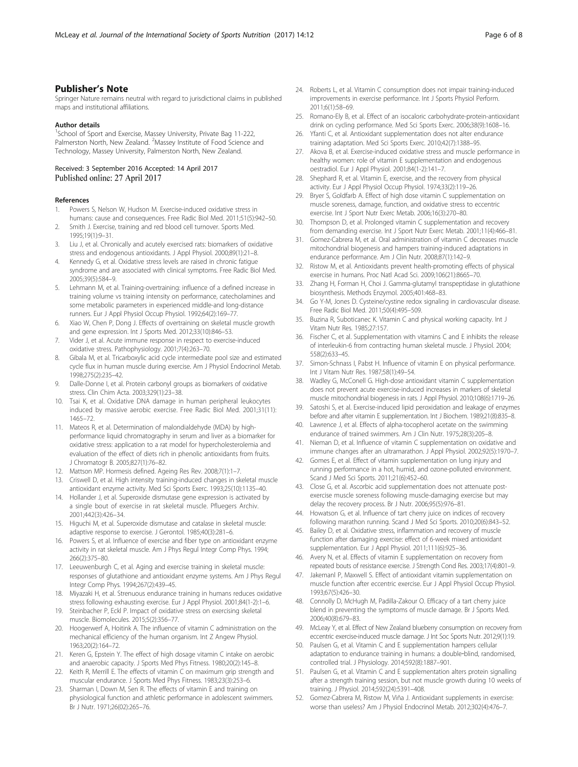## Publisher's Note

Springer Nature remains neutral with regard to jurisdictional claims in published maps and institutional affiliations.

### Author details

[1]School of Sport and Exercise, Massey University, Private Bag 11-222, Palmerston North, New Zealand. [2]Massey Institute of Food Science and Technology, Massey University, Palmerston North, New Zealand.

Received: 3 September 2016 Accepted: 14 April 2017
Published online: 27 April 2017

### References

1. Powers S, Nelson W, Hudson M. Exercise-induced oxidative stress in humans: cause and consequences. Free Radic Biol Med. 2011;51(5):942–50.
2. Smith J. Exercise, training and red blood cell turnover. Sports Med. 1995;19(1):9–31.
3. Liu J, et al. Chronically and acutely exercised rats: biomarkers of oxidative stress and endogenous antioxidants. J Appl Physiol. 2000;89(1):21–8.
4. Kennedy G, et al. Oxidative stress levels are raised in chronic fatigue syndrome and are associated with clinical symptoms. Free Radic Biol Med. 2005;39(5):584–9.
5. Lehmann M, et al. Training-overtraining: influence of a defined increase in training volume vs training intensity on performance, catecholamines and some metabolic parameters in experienced middle-and long-distance runners. Eur J Appl Physiol Occup Physiol. 1992;64(2):169–77.
6. Xiao W, Chen P, Dong J. Effects of overtraining on skeletal muscle growth and gene expression. Int J Sports Med. 2012;33(10):846–53.
7. Vider J, et al. Acute immune response in respect to exercise-induced oxidative stress. Pathophysiology. 2001;7(4):263–70.
8. Gibala M, et al. Tricarboxylic acid cycle intermediate pool size and estimated cycle flux in human muscle during exercise. Am J Physiol Endocrinol Metab. 1998;275(2):235–42.
9. Dalle-Donne I, et al. Protein carbonyl groups as biomarkers of oxidative stress. Clin Chim Acta. 2003;329(1):23–38.
10. Tsai K, et al. Oxidative DNA damage in human peripheral leukocytes induced by massive aerobic exercise. Free Radic Biol Med. 2001;31(11):1465–72.
11. Mateos R, et al. Determination of malondialdehyde (MDA) by high-performance liquid chromatography in serum and liver as a biomarker for oxidative stress: application to a rat model for hypercholesterolemia and evaluation of the effect of diets rich in phenolic antioxidants from fruits. J Chromatogr B. 2005;827(1):76–82.
12. Mattson MP. Hormesis defined. Ageing Res Rev. 2008;7(1):1–7.
13. Criswell D, et al. High intensity training-induced changes in skeletal muscle antioxidant enzyme activity. Med Sci Sports Exerc. 1993;25(10):1135–40.
14. Hollander J, et al. Superoxide dismutase gene expression is activated by a single bout of exercise in rat skeletal muscle. Pfluegers Archiv. 2001;442(3):426–34.
15. Higuchi M, et al. Superoxide dismutase and catalase in skeletal muscle: adaptive response to exercise. J Gerontol. 1985;40(3):281–6.
16. Powers S, et al. Influence of exercise and fiber type on antioxidant enzyme activity in rat skeletal muscle. Am J Phys Regul Integr Comp Phys. 1994;266(2):375–80.
17. Leeuwenburgh C, et al. Aging and exercise training in skeletal muscle: responses of glutathione and antioxidant enzyme systems. Am J Phys Regul Integr Comp Phys. 1994;267(2):439–45.
18. Miyazaki H, et al. Strenuous endurance training in humans reduces oxidative stress following exhausting exercise. Eur J Appl Physiol. 2001;84(1-2):1–6.
19. Steinbacher P, Eckl P. Impact of oxidative stress on exercising skeletal muscle. Biomolecules. 2015;5(2):356–77.
20. Hoogerwerf A, Hoitink A. The influence of vitamin C administration on the mechanical efficiency of the human organism. Int Z Angew Physiol. 1963;20(2):164–72.
21. Keren G, Epstein Y. The effect of high dosage vitamin C intake on aerobic and anaerobic capacity. J Sports Med Phys Fitness. 1980;20(2):145–8.
22. Keith R, Merrill E. The effects of vitamin C on maximum grip strength and muscular endurance. J Sports Med Phys Fitness. 1983;23(3):253–6.
23. Sharman I, Down M, Sen R. The effects of vitamin E and training on physiological function and athletic performance in adolescent swimmers. Br J Nutr. 1971;26(02):265–76.
24. Roberts L, et al. Vitamin C consumption does not impair training-induced improvements in exercise performance. Int J Sports Physiol Perform. 2011;6(1):58–69.
25. Romano-Ely B, et al. Effect of an isocaloric carbohydrate-protein-antioxidant drink on cycling performance. Med Sci Sports Exerc. 2006;38(9):1608–16.
26. Yfanti C, et al. Antioxidant supplementation does not alter endurance training adaptation. Med Sci Sports Exerc. 2010;42(7):1388–95.
27. Akova B, et al. Exercise-induced oxidative stress and muscle performance in healthy women: role of vitamin E supplementation and endogenous oestradiol. Eur J Appl Physiol. 2001;84(1-2):141–7.
28. Shephard R, et al. Vitamin E, exercise, and the recovery from physical activity. Eur J Appl Physiol Occup Physiol. 1974;33(2):119–26.
29. Bryer S, Goldfarb A. Effect of high dose vitamin C supplementation on muscle soreness, damage, function, and oxidative stress to eccentric exercise. Int J Sport Nutr Exerc Metab. 2006;16(3):270–80.
30. Thompson D, et al. Prolonged vitamin C supplementation and recovery from demanding exercise. Int J Sport Nutr Exerc Metab. 2001;11(4):466–81.
31. Gomez-Cabrera M, et al. Oral administration of vitamin C decreases muscle mitochondrial biogenesis and hampers training-induced adaptations in endurance performance. Am J Clin Nutr. 2008;87(1):142–9.
32. Ristow M, et al. Antioxidants prevent health-promoting effects of physical exercise in humans. Proc Natl Acad Sci. 2009;106(21):8665–70.
33. Zhang H, Forman H, Choi J. Gamma-glutamyl transpeptidase in glutathione biosynthesis. Methods Enzymol. 2005;401:468–83.
34. Go Y-M, Jones D. Cysteine/cystine redox signaling in cardiovascular disease. Free Radic Biol Med. 2011;50(4):495–509.
35. Buzina R, Suboticanec K. Vitamin C and physical working capacity. Int J Vitam Nutr Res. 1985;27:157.
36. Fischer C, et al. Supplementation with vitamins C and E inhibits the release of interleukin-6 from contracting human skeletal muscle. J Physiol. 2004;558(2):633–45.
37. Simon-Schnass I, Pabst H. Influence of vitamin E on physical performance. Int J Vitam Nutr Res. 1987;58(1):49–54.
38. Wadley G, McConell G. High-dose antioxidant vitamin C supplementation does not prevent acute exercise-induced increases in markers of skeletal muscle mitochondrial biogenesis in rats. J Appl Physiol. 2010;108(6):1719–26.
39. Satoshi S, et al. Exercise-induced lipid peroxidation and leakage of enzymes before and after vitamin E supplementation. Int J Biochem. 1989;21(8):835–8.
40. Lawrence J, et al. Effects of alpha-tocopherol acetate on the swimming endurance of trained swimmers. Am J Clin Nutr. 1975;28(3):205–8.
41. Nieman D, et al. Influence of vitamin C supplementation on oxidative and immune changes after an ultramarathon. J Appl Physiol. 2002;92(5):1970–7.
42. Gomes E, et al. Effect of vitamin supplementation on lung injury and running performance in a hot, humid, and ozone-polluted environment. Scand J Med Sci Sports. 2011;21(6):452–60.
43. Close G, et al. Ascorbic acid supplementation does not attenuate post-exercise muscle soreness following muscle-damaging exercise but may delay the recovery process. Br J Nutr. 2006;95(5):976–81.
44. Howatson G, et al. Influence of tart cherry juice on indices of recovery following marathon running. Scand J Med Sci Sports. 2010;20(6):843–52.
45. Bailey D, et al. Oxidative stress, inflammation and recovery of muscle function after damaging exercise: effect of 6-week mixed antioxidant supplementation. Eur J Appl Physiol. 2011;111(6):925–36.
46. Avery N, et al. Effects of vitamin E supplementation on recovery from repeated bouts of resistance exercise. J Strength Cond Res. 2003;17(4):801–9.
47. Jakemanl P, Maxwell S. Effect of antioxidant vitamin supplementation on muscle function after eccentric exercise. Eur J Appl Physiol Occup Physiol. 1993;67(5):426–30.
48. Connolly D, McHugh M, Padilla-Zakour O. Efficacy of a tart cherry juice blend in preventing the symptoms of muscle damage. Br J Sports Med. 2006;40(8):679–83.
49. McLeay Y, et al. Effect of New Zealand blueberry consumption on recovery from eccentric exercise-induced muscle damage. J Int Soc Sports Nutr. 2012;9(1):19.
50. Paulsen G, et al. Vitamin C and E supplementation hampers cellular adaptation to endurance training in humans: a double-blind, randomised, controlled trial. J Physiology. 2014;592(8):1887–901.
51. Paulsen G, et al. Vitamin C and E supplementation alters protein signalling after a strength training session, but not muscle growth during 10 weeks of training. J Physiol. 2014;592(24):5391–408.
52. Gomez-Cabrera M, Ristow M, Viña J. Antioxidant supplements in exercise: worse than useless? Am J Physiol Endocrinol Metab. 2012;302(4):476–7.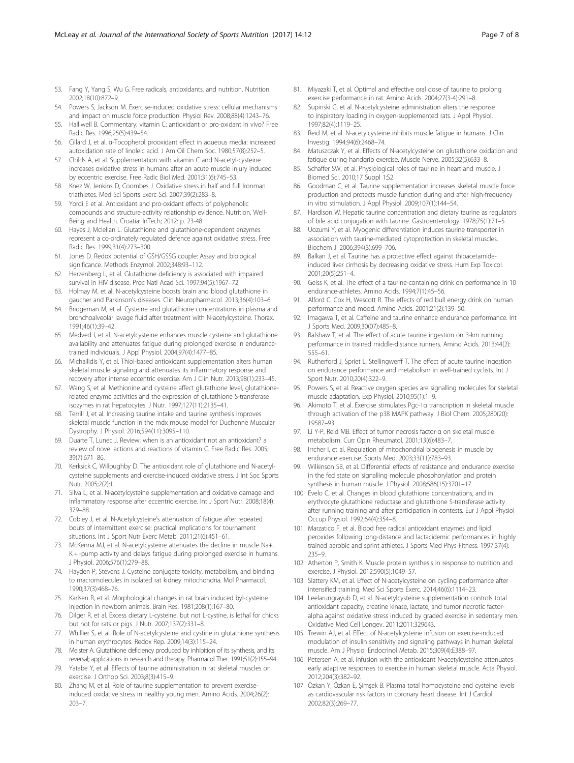53. Fang Y, Yang S, Wu G. Free radicals, antioxidants, and nutrition. Nutrition. 2002;18(10):872–9.
54. Powers S, Jackson M. Exercise-induced oxidative stress: cellular mechanisms and impact on muscle force production. Physiol Rev. 2008;88(4):1243–76.
55. Halliwell B. Commentary: vitamin C: antioxidant or pro-oxidant in vivo? Free Radic Res. 1996;25(5):439–54.
56. Cillard J, et al. α-Tocopherol prooxidant effect in aqueous media: increased autoxidation rate of linoleic acid. J Am Oil Chem Soc. 1980;57(8):252–5.
57. Childs A, et al. Supplementation with vitamin C and N-acetyl-cysteine increases oxidative stress in humans after an acute muscle injury induced by eccentric exercise. Free Radic Biol Med. 2001;31(6):745–53.
58. Knez W, Jenkins D, Coombes J. Oxidative stress in half and full Ironman triathletes. Med Sci Sports Exerc Sci. 2007;39(2):283–8.
59. Yordi E et al. Antioxidant and pro-oxidant effects of polyphenolic compounds and structure-activity relationship evidence. Nutrition, Well-Being and Health. Croatia: InTech; 2012: p. 23-48.
60. Hayes J, Mclellan L. Glutathione and glutathione-dependent enzymes represent a co-ordinately regulated defence against oxidative stress. Free Radic Res. 1999;31(4):273–300.
61. Jones D. Redox potential of GSH/GSSG couple: Assay and biological significance. Methods Enzymol. 2002;348:93–112.
62. Herzenberg L, et al. Glutathione deficiency is associated with impaired survival in HIV disease. Proc Natl Acad Sci. 1997;94(5):1967–72.
63. Holmay M, et al. N-acetylcysteine boosts brain and blood glutathione in gaucher and Parkinson's diseases. Clin Neuropharmacol. 2013;36(4):103–6.
64. Bridgeman M, et al. Cysteine and glutathione concentrations in plasma and bronchoalveolar lavage fluid after treatment with N-acetylcysteine. Thorax. 1991;46(1):39–42.
65. Medved I, et al. N-acetylcysteine enhances muscle cysteine and glutathione availability and attenuates fatigue during prolonged exercise in endurance-trained individuals. J Appl Physiol. 2004;97(4):1477–85.
66. Michailidis Y, et al. Thiol-based antioxidant supplementation alters human skeletal muscle signaling and attenuates its inflammatory response and recovery after intense eccentric exercise. Am J Clin Nutr. 2013;98(1):233–45.
67. Wang S, et al. Methionine and cysteine affect glutathione level, glutathione-related enzyme activities and the expression of glutathione S-transferase isozymes in rat hepatocytes. J Nutr. 1997;127(11):2135–41.
68. Terrill J, et al. Increasing taurine intake and taurine synthesis improves skeletal muscle function in the mdx mouse model for Duchenne Muscular Dystrophy. J Physiol. 2016;594(11):3095–110.
69. Duarte T, Lunec J. Review: when is an antioxidant not an antioxidant? a review of novel actions and reactions of vitamin C. Free Radic Res. 2005; 39(7):671–86.
70. Kerksick C, Willoughby D. The antioxidant role of glutathione and N-acetyl-cysteine supplements and exercise-induced oxidative stress. J Int Soc Sports Nutr. 2005;2(2):1.
71. Silva L, et al. N-acetylcysteine supplementation and oxidative damage and inflammatory response after eccentric exercise. Int J Sport Nutr. 2008;18(4): 379–88.
72. Cobley J, et al. N-Acetylcysteine's attenuation of fatigue after repeated bouts of intermittent exercise: practical implications for tournament situations. Int J Sport Nutr Exerc Metab. 2011;21(6):451–61.
73. McKenna MJ, et al. N-acetylcysteine attenuates the decline in muscle Na+, K+-pump activity and delays fatigue during prolonged exercise in humans. J Physiol. 2006;576(1):279–88.
74. Hayden P, Stevens J. Cysteine conjugate toxicity, metabolism, and binding to macromolecules in isolated rat kidney mitochondria. Mol Pharmacol. 1990;37(3):468–76.
75. Karlsen R, et al. Morphological changes in rat brain induced byl-cysteine injection in newborn animals. Brain Res. 1981;208(1):167–80.
76. Dilger R, et al. Excess dietary L-cysteine, but not L-cystine, is lethal for chicks but not for rats or pigs. J Nutr. 2007;137(2):331–8.
77. Whillier S, et al. Role of N-acetylcysteine and cystine in glutathione synthesis in human erythrocytes. Redox Rep. 2009;14(3):115–24.
78. Meister A. Glutathione deficiency produced by inhibition of its synthesis, and its reversal; applications in research and therapy. Pharmacol Ther. 1991;51(2):155–94.
79. Yatabe Y, et al. Effects of taurine administration in rat skeletal muscles on exercise. J Orthop Sci. 2003;8(3):415–9.
80. Zhang M, et al. Role of taurine supplementation to prevent exercise-induced oxidative stress in healthy young men. Amino Acids. 2004;26(2): 203–7.
81. Miyazaki T, et al. Optimal and effective oral dose of taurine to prolong exercise performance in rat. Amino Acids. 2004;27(3-4):291–8.
82. Supinski G, et al. N-acetylcysteine administration alters the response to inspiratory loading in oxygen-supplemented rats. J Appl Physiol. 1997;82(4):1119–25.
83. Reid M, et al. N-acetylcysteine inhibits muscle fatigue in humans. J Clin Investig. 1994;94(6):2468–74.
84. Matuszczak Y, et al. Effects of N-acetylcysteine on glutathione oxidation and fatigue during handgrip exercise. Muscle Nerve. 2005;32(5):633–8.
85. Schaffer SW, et al. Physiological roles of taurine in heart and muscle. J Biomed Sci. 2010;17 Suppl 1:S2.
86. Goodman C, et al. Taurine supplementation increases skeletal muscle force production and protects muscle function during and after high-frequency in vitro stimulation. J Appl Physiol. 2009;107(1):144–54.
87. Hardison W. Hepatic taurine concentration and dietary taurine as regulators of bile acid conjugation with taurine. Gastroenterology. 1978;75(1):71–5.
88. Uozumi Y, et al. Myogenic differentiation induces taurine transporter in association with taurine-mediated cytoprotection in skeletal muscles. Biochem J. 2006;394(3):699–706.
89. Balkan J, et al. Taurine has a protective effect against thioacetamide-induced liver cirrhosis by decreasing oxidative stress. Hum Exp Toxicol. 2001;20(5):251–4.
90. Geiss K, et al. The effect of a taurine-containing drink on performance in 10 endurance-athletes. Amino Acids. 1994;7(1):45–56.
91. Alford C, Cox H, Wescott R. The effects of red bull energy drink on human performance and mood. Amino Acids. 2001;21(2):139–50.
92. Imagawa T, et al. Caffeine and taurine enhance endurance performance. Int J Sports Med. 2009;30(07):485–8.
93. Balshaw T, et al. The effect of acute taurine ingestion on 3-km running performance in trained middle-distance runners. Amino Acids. 2013;44(2): 555–61.
94. Rutherford J, Spriet L, Stellingwerff T. The effect of acute taurine ingestion on endurance performance and metabolism in well-trained cyclists. Int J Sport Nutr. 2010;20(4):322–9.
95. Powers S, et al. Reactive oxygen species are signalling molecules for skeletal muscle adaptation. Exp Physiol. 2010;95(1):1–9.
96. Akimoto T, et al. Exercise stimulates Pgc-1α transcription in skeletal muscle through activation of the p38 MAPK pathway. J Biol Chem. 2005;280(20): 19587–93.
97. Li Y-P, Reid MB. Effect of tumor necrosis factor-α on skeletal muscle metabolism. Curr Opin Rheumatol. 2001;13(6):483–7.
98. Irrcher I, et al. Regulation of mitochondrial biogenesis in muscle by endurance exercise. Sports Med. 2003;33(11):783–93.
99. Wilkinson SB, et al. Differential effects of resistance and endurance exercise in the fed state on signalling molecule phosphorylation and protein synthesis in human muscle. J Physiol. 2008;586(15):3701–17.
100. Evelo C, et al. Changes in blood glutathione concentrations, and in erythrocyte glutathione reductase and glutathione S-transferase activity after running training and after participation in contests. Eur J Appl Physiol Occup Physiol. 1992;64(4):354–8.
101. Marzatico F, et al. Blood free radical antioxidant enzymes and lipid peroxides following long-distance and lactacidemic performances in highly trained aerobic and sprint athletes. J Sports Med Phys Fitness. 1997;37(4): 235–9.
102. Atherton P, Smith K. Muscle protein synthesis in response to nutrition and exercise. J Physiol. 2012;590(5):1049–57.
103. Slattery KM, et al. Effect of N-acetylcysteine on cycling performance after intensified training. Med Sci Sports Exerc. 2014;46(6):1114–23.
104. Leelarungrayub D, et al. N-acetylcysteine supplementation controls total antioxidant capacity, creatine kinase, lactate, and tumor necrotic factor-alpha against oxidative stress induced by graded exercise in sedentary men. Oxidative Med Cell Longev. 2011;2011:329643.
105. Trewin AJ, et al. Effect of N-acetylcysteine infusion on exercise-induced modulation of insulin sensitivity and signaling pathways in human skeletal muscle. Am J Physiol Endocrinol Metab. 2015;309(4):E388–97.
106. Petersen A, et al. Infusion with the antioxidant N-acetylcysteine attenuates early adaptive responses to exercise in human skeletal muscle. Acta Physiol. 2012;204(3):382–92.
107. Özkan Y, Özkan E, Şimşek B. Plasma total homocysteine and cysteine levels as cardiovascular risk factors in coronary heart disease. Int J Cardiol. 2002;82(3):269–77.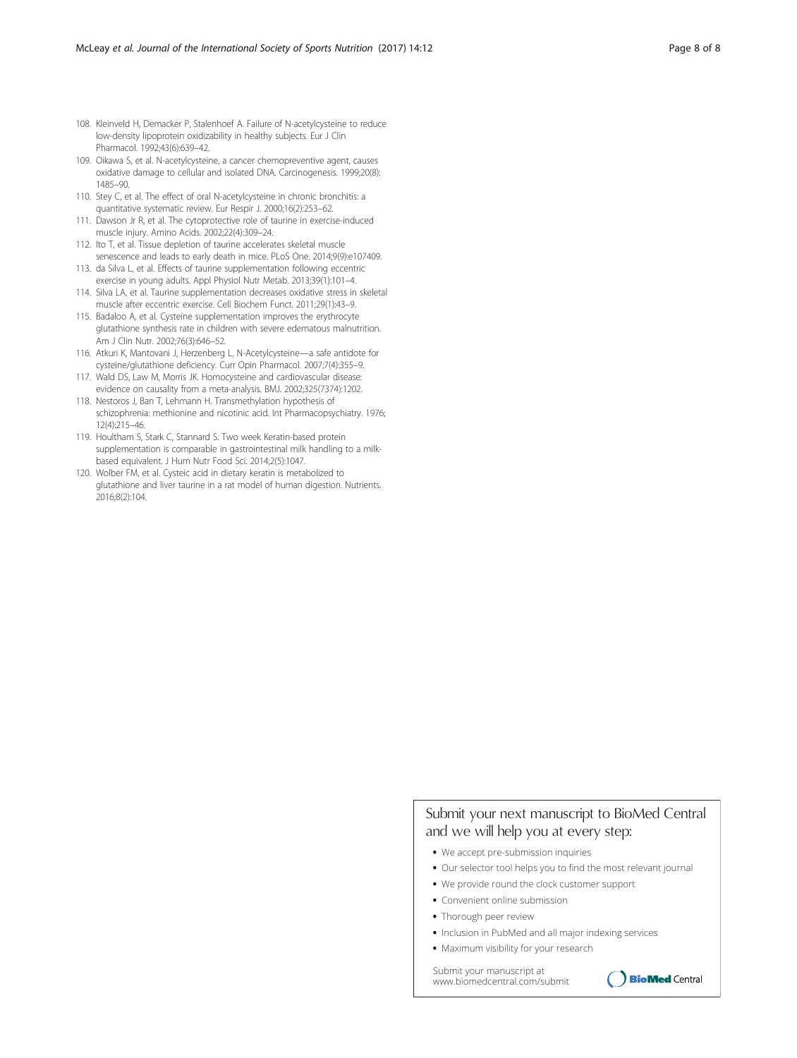108. Kleinveld H, Demacker P, Stalenhoef A. Failure of N-acetylcysteine to reduce low-density lipoprotein oxidizability in healthy subjects. Eur J Clin Pharmacol. 1992;43(6):639–42.
109. Oikawa S, et al. N-acetylcysteine, a cancer chemopreventive agent, causes oxidative damage to cellular and isolated DNA. Carcinogenesis. 1999;20(8): 1485–90.
110. Stey C, et al. The effect of oral N-acetylcysteine in chronic bronchitis: a quantitative systematic review. Eur Respir J. 2000;16(2):253–62.
111. Dawson Jr R, et al. The cytoprotective role of taurine in exercise-induced muscle injury. Amino Acids. 2002;22(4):309–24.
112. Ito T, et al. Tissue depletion of taurine accelerates skeletal muscle senescence and leads to early death in mice. PLoS One. 2014;9(9):e107409.
113. da Silva L, et al. Effects of taurine supplementation following eccentric exercise in young adults. Appl Physiol Nutr Metab. 2013;39(1):101–4.
114. Silva LA, et al. Taurine supplementation decreases oxidative stress in skeletal muscle after eccentric exercise. Cell Biochem Funct. 2011;29(1):43–9.
115. Badaloo A, et al. Cysteine supplementation improves the erythrocyte glutathione synthesis rate in children with severe edematous malnutrition. Am J Clin Nutr. 2002;76(3):646–52.
116. Atkuri K, Mantovani J, Herzenberg L. N-Acetylcysteine—a safe antidote for cysteine/glutathione deficiency. Curr Opin Pharmacol. 2007;7(4):355–9.
117. Wald DS, Law M, Morris JK. Homocysteine and cardiovascular disease: evidence on causality from a meta-analysis. BMJ. 2002;325(7374):1202.
118. Nestoros J, Ban T, Lehmann H. Transmethylation hypothesis of schizophrenia: methionine and nicotinic acid. Int Pharmacopsychiatry. 1976; 12(4):215–46.
119. Houltham S, Stark C, Stannard S. Two week Keratin-based protein supplementation is comparable in gastrointestinal milk handling to a milk-based equivalent. J Hum Nutr Food Sci. 2014;2(5):1047.
120. Wolber FM, et al. Cysteic acid in dietary keratin is metabolized to glutathione and liver taurine in a rat model of human digestion. Nutrients. 2016;8(2):104.

Submit your next manuscript to BioMed Central and we will help you at every step:

- We accept pre-submission inquiries
- Our selector tool helps you to find the most relevant journal
- We provide round the clock customer support
- Convenient online submission
- Thorough peer review
- Inclusion in PubMed and all major indexing services
- Maximum visibility for your research

Submit your manuscript at www.biomedcentral.com/submit

BioMed Central